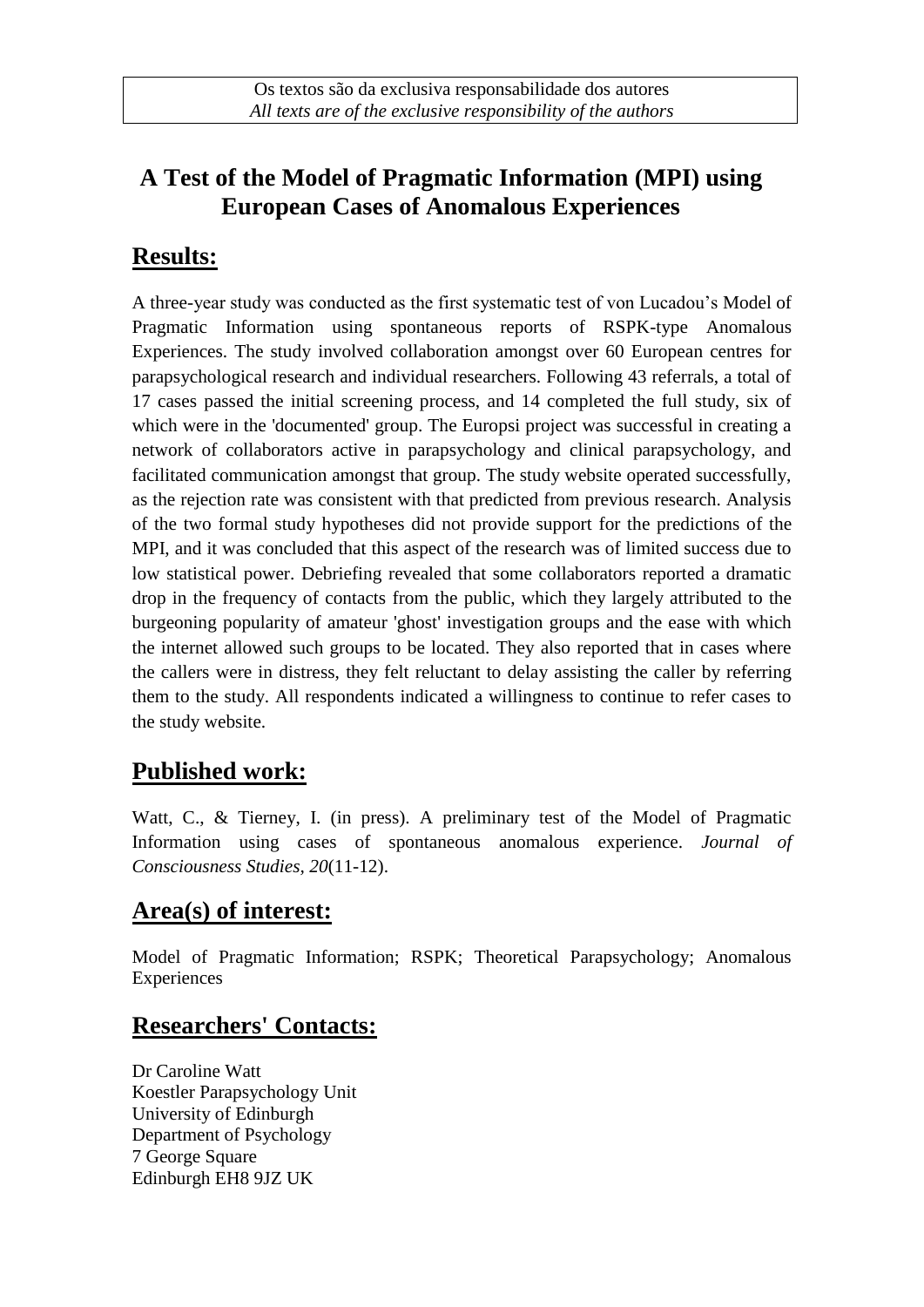Os textos são da exclusiva responsabilidade dos autores
*All texts are of the exclusive responsibility of the authors*

# A Test of the Model of Pragmatic Information (MPI) using European Cases of Anomalous Experiences

## Results:

A three-year study was conducted as the first systematic test of von Lucadou's Model of Pragmatic Information using spontaneous reports of RSPK-type Anomalous Experiences. The study involved collaboration amongst over 60 European centres for parapsychological research and individual researchers. Following 43 referrals, a total of 17 cases passed the initial screening process, and 14 completed the full study, six of which were in the 'documented' group. The Europsi project was successful in creating a network of collaborators active in parapsychology and clinical parapsychology, and facilitated communication amongst that group. The study website operated successfully, as the rejection rate was consistent with that predicted from previous research. Analysis of the two formal study hypotheses did not provide support for the predictions of the MPI, and it was concluded that this aspect of the research was of limited success due to low statistical power. Debriefing revealed that some collaborators reported a dramatic drop in the frequency of contacts from the public, which they largely attributed to the burgeoning popularity of amateur 'ghost' investigation groups and the ease with which the internet allowed such groups to be located. They also reported that in cases where the callers were in distress, they felt reluctant to delay assisting the caller by referring them to the study. All respondents indicated a willingness to continue to refer cases to the study website.

## Published work:

Watt, C., & Tierney, I. (in press). A preliminary test of the Model of Pragmatic Information using cases of spontaneous anomalous experience. *Journal of Consciousness Studies*, *20*(11-12).

## Area(s) of interest:

Model of Pragmatic Information; RSPK; Theoretical Parapsychology; Anomalous Experiences

## Researchers' Contacts:

Dr Caroline Watt
Koestler Parapsychology Unit
University of Edinburgh
Department of Psychology
7 George Square
Edinburgh EH8 9JZ UK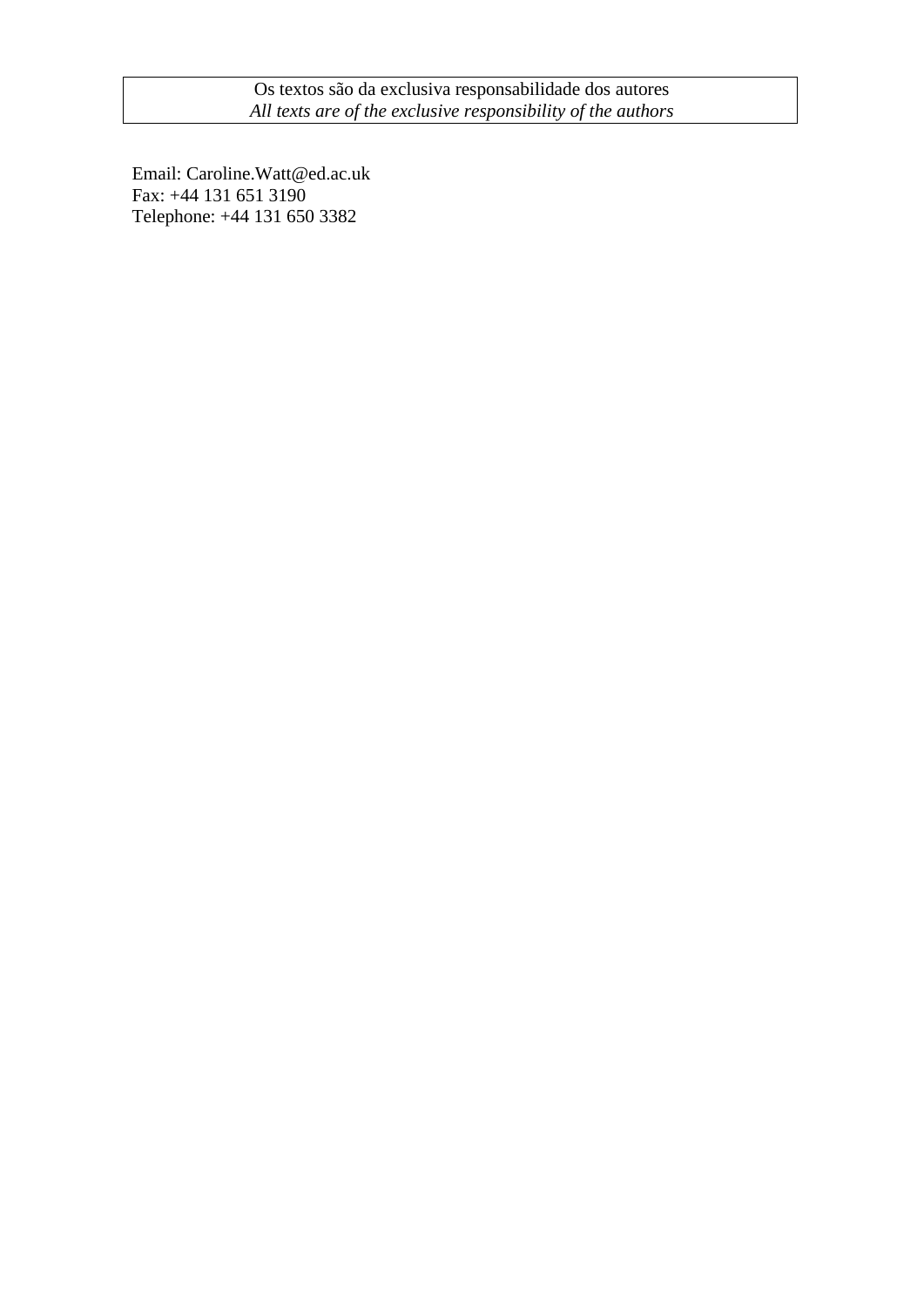Os textos são da exclusiva responsabilidade dos autores
*All texts are of the exclusive responsibility of the authors*

Email: Caroline.Watt@ed.ac.uk
Fax: +44 131 651 3190
Telephone: +44 131 650 3382